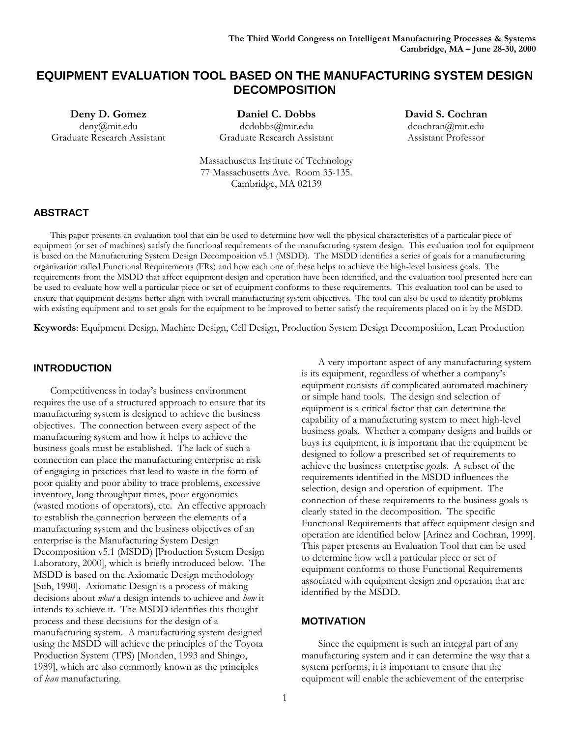# EQUIPMENT EVALUATION TOOL BASED ON THE MANUFACTURING SYSTEM DESIGN DECOMPOSITION

**Deny D. Gomez**
deny@mit.edu
Graduate Research Assistant

**Daniel C. Dobbs**
dcdobbs@mit.edu
Graduate Research Assistant

**David S. Cochran**
dcochran@mit.edu
Assistant Professor

Massachusetts Institute of Technology
77 Massachusetts Ave. Room 35-135.
Cambridge, MA 02139

## ABSTRACT

This paper presents an evaluation tool that can be used to determine how well the physical characteristics of a particular piece of equipment (or set of machines) satisfy the functional requirements of the manufacturing system design. This evaluation tool for equipment is based on the Manufacturing System Design Decomposition v5.1 (MSDD). The MSDD identifies a series of goals for a manufacturing organization called Functional Requirements (FRs) and how each one of these helps to achieve the high-level business goals. The requirements from the MSDD that affect equipment design and operation have been identified, and the evaluation tool presented here can be used to evaluate how well a particular piece or set of equipment conforms to these requirements. This evaluation tool can be used to ensure that equipment designs better align with overall manufacturing system objectives. The tool can also be used to identify problems with existing equipment and to set goals for the equipment to be improved to better satisfy the requirements placed on it by the MSDD.

**Keywords**: Equipment Design, Machine Design, Cell Design, Production System Design Decomposition, Lean Production

## INTRODUCTION

Competitiveness in today's business environment requires the use of a structured approach to ensure that its manufacturing system is designed to achieve the business objectives. The connection between every aspect of the manufacturing system and how it helps to achieve the business goals must be established. The lack of such a connection can place the manufacturing enterprise at risk of engaging in practices that lead to waste in the form of poor quality and poor ability to trace problems, excessive inventory, long throughput times, poor ergonomics (wasted motions of operators), etc. An effective approach to establish the connection between the elements of a manufacturing system and the business objectives of an enterprise is the Manufacturing System Design Decomposition v5.1 (MSDD) [Production System Design Laboratory, 2000], which is briefly introduced below. The MSDD is based on the Axiomatic Design methodology [Suh, 1990]. Axiomatic Design is a process of making decisions about *what* a design intends to achieve and *how* it intends to achieve it. The MSDD identifies this thought process and these decisions for the design of a manufacturing system. A manufacturing system designed using the MSDD will achieve the principles of the Toyota Production System (TPS) [Monden, 1993 and Shingo, 1989], which are also commonly known as the principles of *lean* manufacturing.

A very important aspect of any manufacturing system is its equipment, regardless of whether a company's equipment consists of complicated automated machinery or simple hand tools. The design and selection of equipment is a critical factor that can determine the capability of a manufacturing system to meet high-level business goals. Whether a company designs and builds or buys its equipment, it is important that the equipment be designed to follow a prescribed set of requirements to achieve the business enterprise goals. A subset of the requirements identified in the MSDD influences the selection, design and operation of equipment. The connection of these requirements to the business goals is clearly stated in the decomposition. The specific Functional Requirements that affect equipment design and operation are identified below [Arinez and Cochran, 1999]. This paper presents an Evaluation Tool that can be used to determine how well a particular piece or set of equipment conforms to those Functional Requirements associated with equipment design and operation that are identified by the MSDD.

## MOTIVATION

Since the equipment is such an integral part of any manufacturing system and it can determine the way that a system performs, it is important to ensure that the equipment will enable the achievement of the enterprise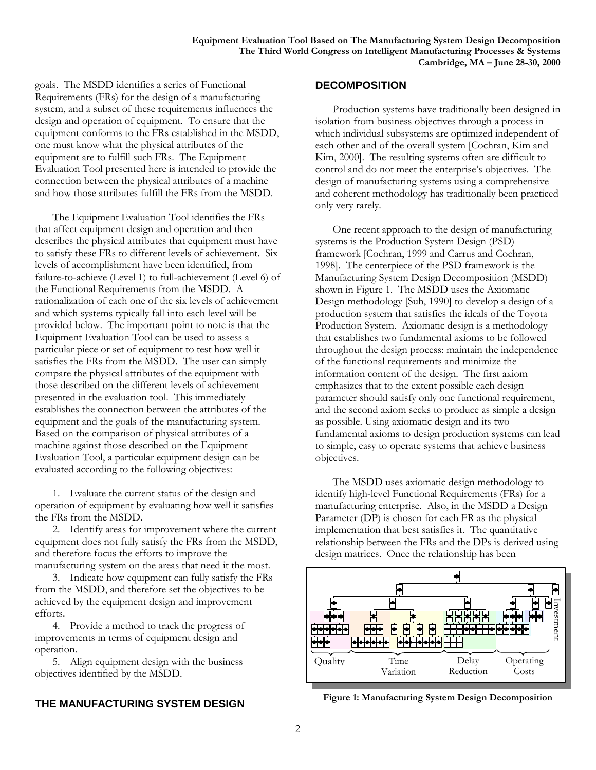goals. The MSDD identifies a series of Functional Requirements (FRs) for the design of a manufacturing system, and a subset of these requirements influences the design and operation of equipment. To ensure that the equipment conforms to the FRs established in the MSDD, one must know what the physical attributes of the equipment are to fulfill such FRs. The Equipment Evaluation Tool presented here is intended to provide the connection between the physical attributes of a machine and how those attributes fulfill the FRs from the MSDD.

The Equipment Evaluation Tool identifies the FRs that affect equipment design and operation and then describes the physical attributes that equipment must have to satisfy these FRs to different levels of achievement. Six levels of accomplishment have been identified, from failure-to-achieve (Level 1) to full-achievement (Level 6) of the Functional Requirements from the MSDD. A rationalization of each one of the six levels of achievement and which systems typically fall into each level will be provided below. The important point to note is that the Equipment Evaluation Tool can be used to assess a particular piece or set of equipment to test how well it satisfies the FRs from the MSDD. The user can simply compare the physical attributes of the equipment with those described on the different levels of achievement presented in the evaluation tool. This immediately establishes the connection between the attributes of the equipment and the goals of the manufacturing system. Based on the comparison of physical attributes of a machine against those described on the Equipment Evaluation Tool, a particular equipment design can be evaluated according to the following objectives:

1. Evaluate the current status of the design and operation of equipment by evaluating how well it satisfies the FRs from the MSDD.
2. Identify areas for improvement where the current equipment does not fully satisfy the FRs from the MSDD, and therefore focus the efforts to improve the manufacturing system on the areas that need it the most.
3. Indicate how equipment can fully satisfy the FRs from the MSDD, and therefore set the objectives to be achieved by the equipment design and improvement efforts.
4. Provide a method to track the progress of improvements in terms of equipment design and operation.
5. Align equipment design with the business objectives identified by the MSDD.

## THE MANUFACTURING SYSTEM DESIGN DECOMPOSITION

Production systems have traditionally been designed in isolation from business objectives through a process in which individual subsystems are optimized independent of each other and of the overall system [Cochran, Kim and Kim, 2000]. The resulting systems often are difficult to control and do not meet the enterprise's objectives. The design of manufacturing systems using a comprehensive and coherent methodology has traditionally been practiced only very rarely.

One recent approach to the design of manufacturing systems is the Production System Design (PSD) framework [Cochran, 1999 and Carrus and Cochran, 1998]. The centerpiece of the PSD framework is the Manufacturing System Design Decomposition (MSDD) shown in Figure 1. The MSDD uses the Axiomatic Design methodology [Suh, 1990] to develop a design of a production system that satisfies the ideals of the Toyota Production System. Axiomatic design is a methodology that establishes two fundamental axioms to be followed throughout the design process: maintain the independence of the functional requirements and minimize the information content of the design. The first axiom emphasizes that to the extent possible each design parameter should satisfy only one functional requirement, and the second axiom seeks to produce as simple a design as possible. Using axiomatic design and its two fundamental axioms to design production systems can lead to simple, easy to operate systems that achieve business objectives.

The MSDD uses axiomatic design methodology to identify high-level Functional Requirements (FRs) for a manufacturing enterprise. Also, in the MSDD a Design Parameter (DP) is chosen for each FR as the physical implementation that best satisfies it. The quantitative relationship between the FRs and the DPs is derived using design matrices. Once the relationship has been

Quality | Time Variation | Delay Reduction | Operating Costs | Investment

**Figure 1: Manufacturing System Design Decomposition**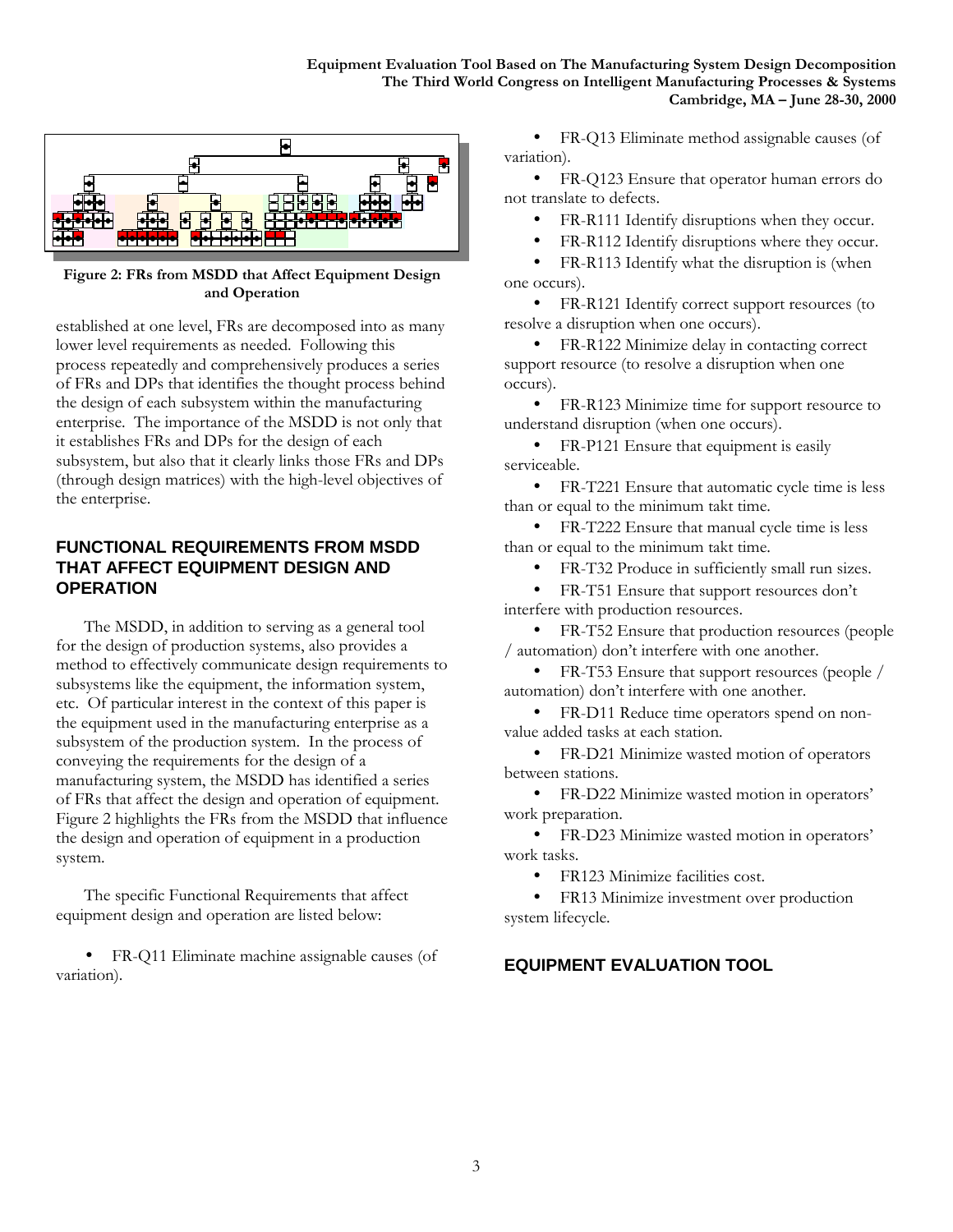**Figure 2: FRs from MSDD that Affect Equipment Design and Operation**

established at one level, FRs are decomposed into as many lower level requirements as needed. Following this process repeatedly and comprehensively produces a series of FRs and DPs that identifies the thought process behind the design of each subsystem within the manufacturing enterprise. The importance of the MSDD is not only that it establishes FRs and DPs for the design of each subsystem, but also that it clearly links those FRs and DPs (through design matrices) with the high-level objectives of the enterprise.

## FUNCTIONAL REQUIREMENTS FROM MSDD THAT AFFECT EQUIPMENT DESIGN AND OPERATION

The MSDD, in addition to serving as a general tool for the design of production systems, also provides a method to effectively communicate design requirements to subsystems like the equipment, the information system, etc. Of particular interest in the context of this paper is the equipment used in the manufacturing enterprise as a subsystem of the production system. In the process of conveying the requirements for the design of a manufacturing system, the MSDD has identified a series of FRs that affect the design and operation of equipment. Figure 2 highlights the FRs from the MSDD that influence the design and operation of equipment in a production system.

The specific Functional Requirements that affect equipment design and operation are listed below:

- FR-Q11 Eliminate machine assignable causes (of variation).
- FR-Q13 Eliminate method assignable causes (of variation).
- FR-Q123 Ensure that operator human errors do not translate to defects.
- FR-R111 Identify disruptions when they occur.
- FR-R112 Identify disruptions where they occur.
- FR-R113 Identify what the disruption is (when one occurs).
- FR-R121 Identify correct support resources (to resolve a disruption when one occurs).
- FR-R122 Minimize delay in contacting correct support resource (to resolve a disruption when one occurs).
- FR-R123 Minimize time for support resource to understand disruption (when one occurs).
- FR-P121 Ensure that equipment is easily serviceable.
- FR-T221 Ensure that automatic cycle time is less than or equal to the minimum takt time.
- FR-T222 Ensure that manual cycle time is less than or equal to the minimum takt time.
- FR-T32 Produce in sufficiently small run sizes.
- FR-T51 Ensure that support resources don't interfere with production resources.
- FR-T52 Ensure that production resources (people / automation) don't interfere with one another.
- FR-T53 Ensure that support resources (people / automation) don't interfere with one another.
- FR-D11 Reduce time operators spend on non-value added tasks at each station.
- FR-D21 Minimize wasted motion of operators between stations.
- FR-D22 Minimize wasted motion in operators' work preparation.
- FR-D23 Minimize wasted motion in operators' work tasks.
- FR123 Minimize facilities cost.
- FR13 Minimize investment over production system lifecycle.

## EQUIPMENT EVALUATION TOOL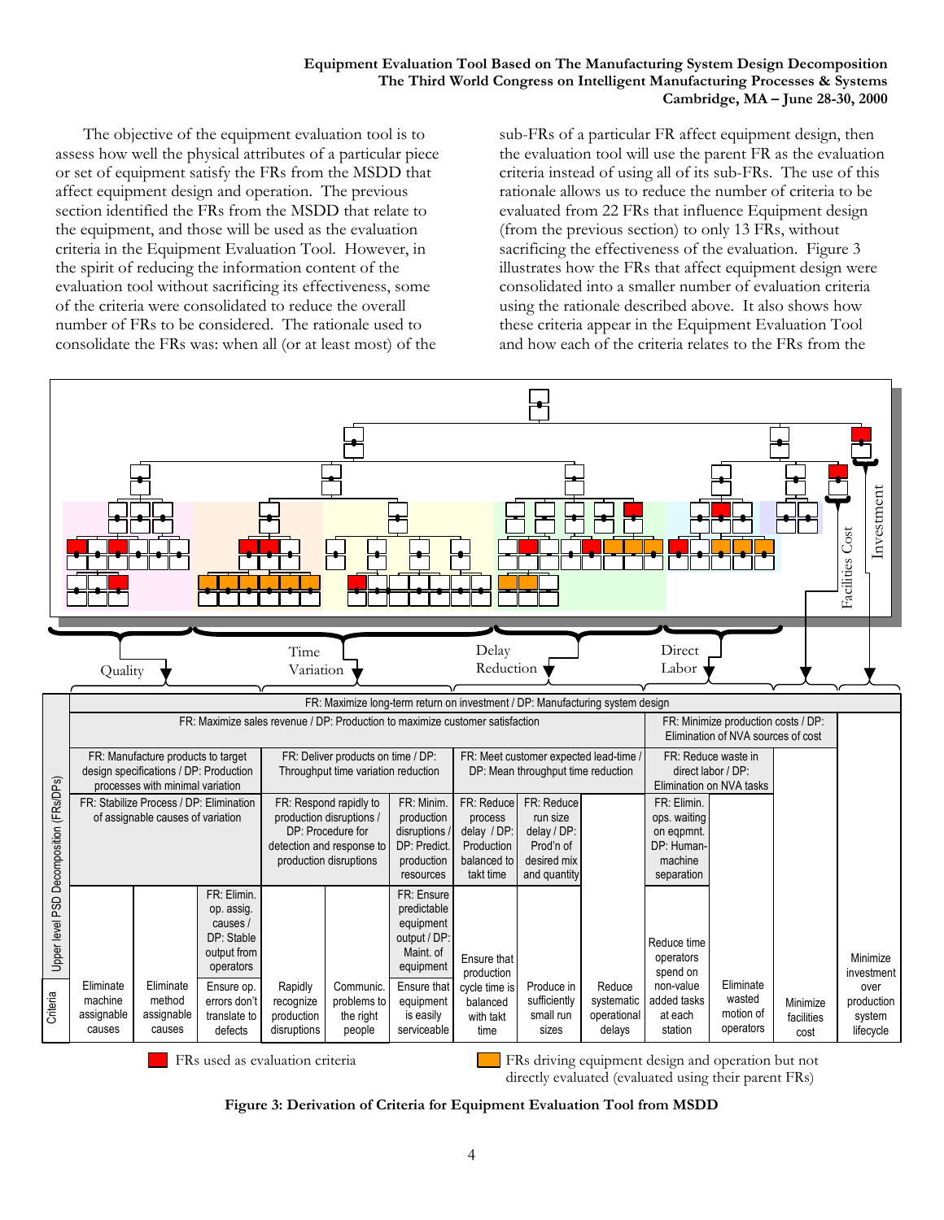The objective of the equipment evaluation tool is to assess how well the physical attributes of a particular piece or set of equipment satisfy the FRs from the MSDD that affect equipment design and operation. The previous section identified the FRs from the MSDD that relate to the equipment, and those will be used as the evaluation criteria in the Equipment Evaluation Tool. However, in the spirit of reducing the information content of the evaluation tool without sacrificing its effectiveness, some of the criteria were consolidated to reduce the overall number of FRs to be considered. The rationale used to consolidate the FRs was: when all (or at least most) of the sub-FRs of a particular FR affect equipment design, then the evaluation tool will use the parent FR as the evaluation criteria instead of using all of its sub-FRs. The use of this rationale allows us to reduce the number of criteria to be evaluated from 22 FRs that influence Equipment design (from the previous section) to only 13 FRs, without sacrificing the effectiveness of the evaluation. Figure 3 illustrates how the FRs that affect equipment design were consolidated into a smaller number of evaluation criteria using the rationale described above. It also shows how these criteria appear in the Equipment Evaluation Tool and how each of the criteria relates to the FRs from the

Quality — Time Variation — Delay Reduction — Direct Labor — Facilities Cost — Investment

| FR: Maximize long-term return on investment / DP: Manufacturing system design | | | | | | | | | | | | |
|---|---|---|---|---|---|---|---|---|---|---|---|---|
| FR: Maximize sales revenue / DP: Production to maximize customer satisfaction | | | | | | | | | | FR: Minimize production costs / DP: Elimination of NVA sources of cost | | |
| FR: Manufacture products to target design specifications / DP: Production processes with minimal variation | | | FR: Deliver products on time / DP: Throughput time variation reduction | | | FR: Meet customer expected lead-time / DP: Mean throughput time reduction | | | FR: Reduce waste in direct labor / DP: Elimination on NVA tasks | | | |
| FR: Stabilize Process / DP: Elimination of assignable causes of variation | | | FR: Respond rapidly to production disruptions / DP: Procedure for detection and response to production disruptions | | FR: Minim. production disruptions / DP: Predict. production resources | FR: Reduce process delay / DP: Production balanced to takt time | FR: Reduce run size delay / DP: Prod'n of desired mix and quantity | | FR: Elimin. ops. waiting on eqpmnt. DP: Human-machine separation | | | |
| | | FR: Elimin. op. assig. causes / DP: Stable output from operators | | | FR: Ensure predictable equipment output / DP: Maint. of equipment | | | | | | | |
| **Criteria:** Eliminate machine assignable causes | Eliminate method assignable causes | Ensure op. errors don't translate to defects | Rapidly recognize production disruptions | Communic. problems to the right people | Ensure that equipment is easily serviceable | Ensure that production cycle time is balanced with takt time | Produce in sufficiently small run sizes | Reduce systematic operational delays | Reduce time operators spend on non-value added tasks at each station | Eliminate wasted motion of operators | Minimize facilities cost | Minimize investment over production system lifecycle |

(Red) FRs used as evaluation criteria
(Orange) FRs driving equipment design and operation but not directly evaluated (evaluated using their parent FRs)

**Figure 3: Derivation of Criteria for Equipment Evaluation Tool from MSDD**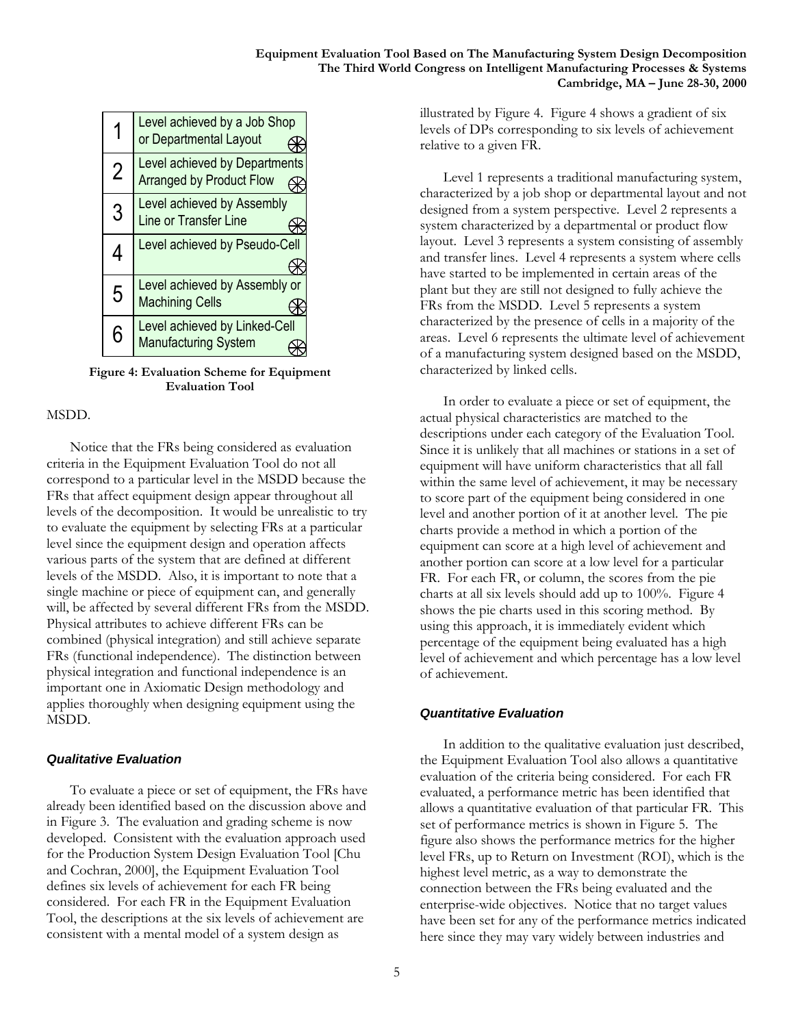| | |
|---|---|
| 1 | Level achieved by a Job Shop or Departmental Layout |
| 2 | Level achieved by Departments Arranged by Product Flow |
| 3 | Level achieved by Assembly Line or Transfer Line |
| 4 | Level achieved by Pseudo-Cell |
| 5 | Level achieved by Assembly or Machining Cells |
| 6 | Level achieved by Linked-Cell Manufacturing System |

**Figure 4: Evaluation Scheme for Equipment Evaluation Tool**

MSDD.

Notice that the FRs being considered as evaluation criteria in the Equipment Evaluation Tool do not all correspond to a particular level in the MSDD because the FRs that affect equipment design appear throughout all levels of the decomposition. It would be unrealistic to try to evaluate the equipment by selecting FRs at a particular level since the equipment design and operation affects various parts of the system that are defined at different levels of the MSDD. Also, it is important to note that a single machine or piece of equipment can, and generally will, be affected by several different FRs from the MSDD. Physical attributes to achieve different FRs can be combined (physical integration) and still achieve separate FRs (functional independence). The distinction between physical integration and functional independence is an important one in Axiomatic Design methodology and applies thoroughly when designing equipment using the MSDD.

### *Qualitative Evaluation*

To evaluate a piece or set of equipment, the FRs have already been identified based on the discussion above and in Figure 3. The evaluation and grading scheme is now developed. Consistent with the evaluation approach used for the Production System Design Evaluation Tool [Chu and Cochran, 2000], the Equipment Evaluation Tool defines six levels of achievement for each FR being considered. For each FR in the Equipment Evaluation Tool, the descriptions at the six levels of achievement are consistent with a mental model of a system design as illustrated by Figure 4. Figure 4 shows a gradient of six levels of DPs corresponding to six levels of achievement relative to a given FR.

Level 1 represents a traditional manufacturing system, characterized by a job shop or departmental layout and not designed from a system perspective. Level 2 represents a system characterized by a departmental or product flow layout. Level 3 represents a system consisting of assembly and transfer lines. Level 4 represents a system where cells have started to be implemented in certain areas of the plant but they are still not designed to fully achieve the FRs from the MSDD. Level 5 represents a system characterized by the presence of cells in a majority of the areas. Level 6 represents the ultimate level of achievement of a manufacturing system designed based on the MSDD, characterized by linked cells.

In order to evaluate a piece or set of equipment, the actual physical characteristics are matched to the descriptions under each category of the Evaluation Tool. Since it is unlikely that all machines or stations in a set of equipment will have uniform characteristics that all fall within the same level of achievement, it may be necessary to score part of the equipment being considered in one level and another portion of it at another level. The pie charts provide a method in which a portion of the equipment can score at a high level of achievement and another portion can score at a low level for a particular FR. For each FR, or column, the scores from the pie charts at all six levels should add up to 100%. Figure 4 shows the pie charts used in this scoring method. By using this approach, it is immediately evident which percentage of the equipment being evaluated has a high level of achievement and which percentage has a low level of achievement.

### *Quantitative Evaluation*

In addition to the qualitative evaluation just described, the Equipment Evaluation Tool also allows a quantitative evaluation of the criteria being considered. For each FR evaluated, a performance metric has been identified that allows a quantitative evaluation of that particular FR. This set of performance metrics is shown in Figure 5. The figure also shows the performance metrics for the higher level FRs, up to Return on Investment (ROI), which is the highest level metric, as a way to demonstrate the connection between the FRs being evaluated and the enterprise-wide objectives. Notice that no target values have been set for any of the performance metrics indicated here since they may vary widely between industries and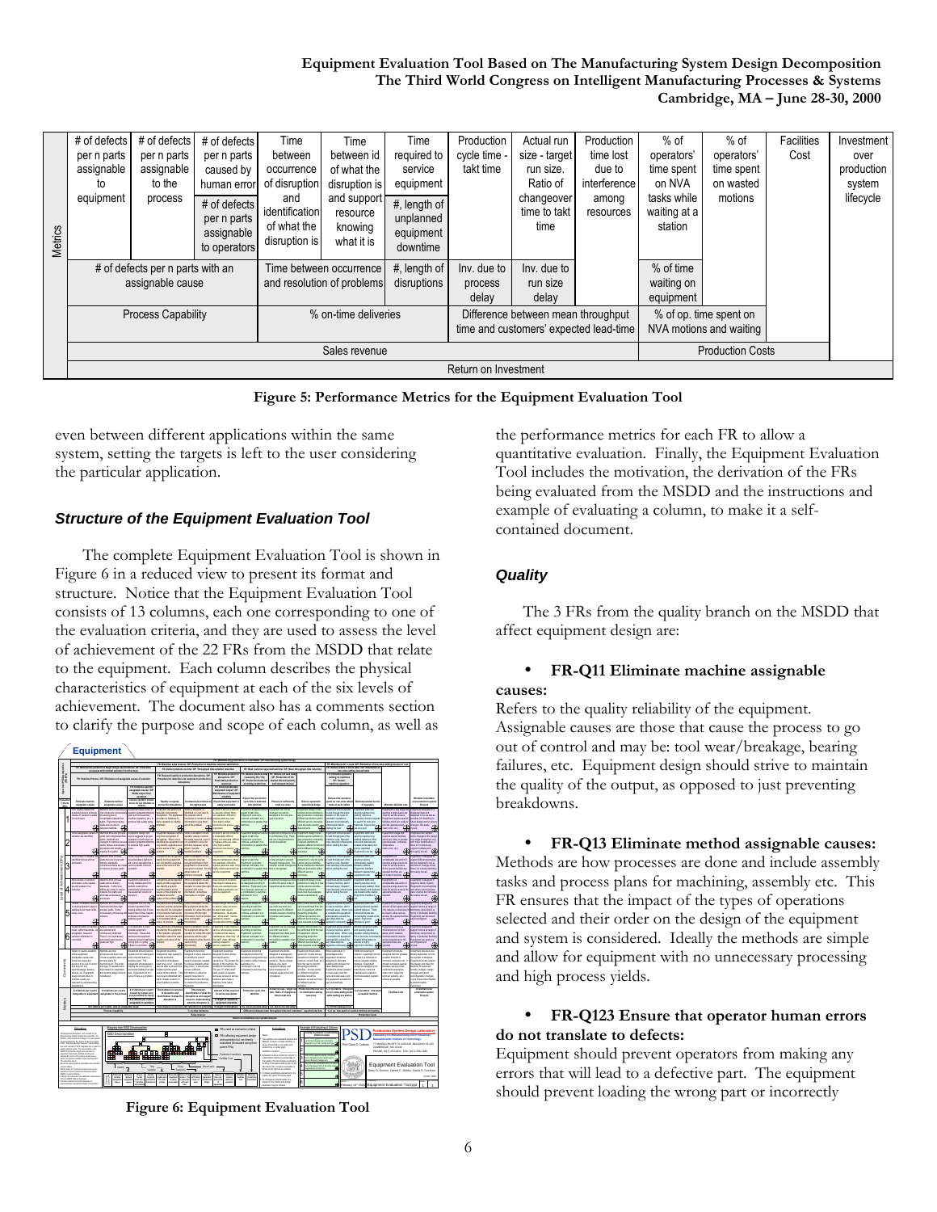| Metrics | # of defects per n parts assignable to equipment | # of defects per n parts assignable to the process | # of defects per n parts caused by human error / # of defects per n parts assignable to operators | Time between occurrence and identification of what the disruption is | Time between id of what the disruption is and support resource knowing what it is | Time required to service equipment / #, length of unplanned equipment downtime | Production cycle time - takt time | Actual run size - target run size. Ratio of changeover time to takt time | Production time lost due to interference among resources | % of operators' time spent on NVA tasks while waiting at a station | % of operators' time spent on wasted motions | Facilities Cost | Investment over production system lifecycle |
|---|---|---|---|---|---|---|---|---|---|---|---|---|---|
| | # of defects per n parts with an assignable cause | | | Time between occurrence and resolution of problems | | #, length of disruptions | Inv. due to process delay | Inv. due to run size delay | | % of time waiting on equipment | | | |
| | Process Capability | | | % on-time deliveries | | | Difference between mean throughput time and customers' expected lead-time | | | % of op. time spent on NVA motions and waiting | | | |
| | Sales revenue | | | | | | | | | | Production Costs | | |
| | | | | | | | Return on Investment | | | | | | |

**Figure 5: Performance Metrics for the Equipment Evaluation Tool**

even between different applications within the same system, setting the targets is left to the user considering the particular application.

### *Structure of the Equipment Evaluation Tool*

The complete Equipment Evaluation Tool is shown in Figure 6 in a reduced view to present its format and structure. Notice that the Equipment Evaluation Tool consists of 13 columns, each one corresponding to one of the evaluation criteria, and they are used to assess the level of achievement of the 22 FRs from the MSDD that relate to the equipment. Each column describes the physical characteristics of equipment at each of the six levels of achievement. The document also has a comments section to clarify the purpose and scope of each column, as well as

**Figure 6: Equipment Evaluation Tool**

the performance metrics for each FR to allow a quantitative evaluation. Finally, the Equipment Evaluation Tool includes the motivation, the derivation of the FRs being evaluated from the MSDD and the instructions and example of evaluating a column, to make it a self-contained document.

### *Quality*

The 3 FRs from the quality branch on the MSDD that affect equipment design are:

- **FR-Q11 Eliminate machine assignable causes:**

Refers to the quality reliability of the equipment. Assignable causes are those that cause the process to go out of control and may be: tool wear/breakage, bearing failures, etc. Equipment design should strive to maintain the quality of the output, as opposed to just preventing breakdowns.

- **FR-Q13 Eliminate method assignable causes:**

Methods are how processes are done and include assembly tasks and process plans for machining, assembly etc. This FR ensures that the impact of the types of operations selected and their order on the design of the equipment and system is considered. Ideally the methods are simple and allow for equipment with no unnecessary processing and high process yields.

- **FR-Q123 Ensure that operator human errors do not translate to defects:**

Equipment should prevent operators from making any errors that will lead to a defective part. The equipment should prevent loading the wrong part or incorrectly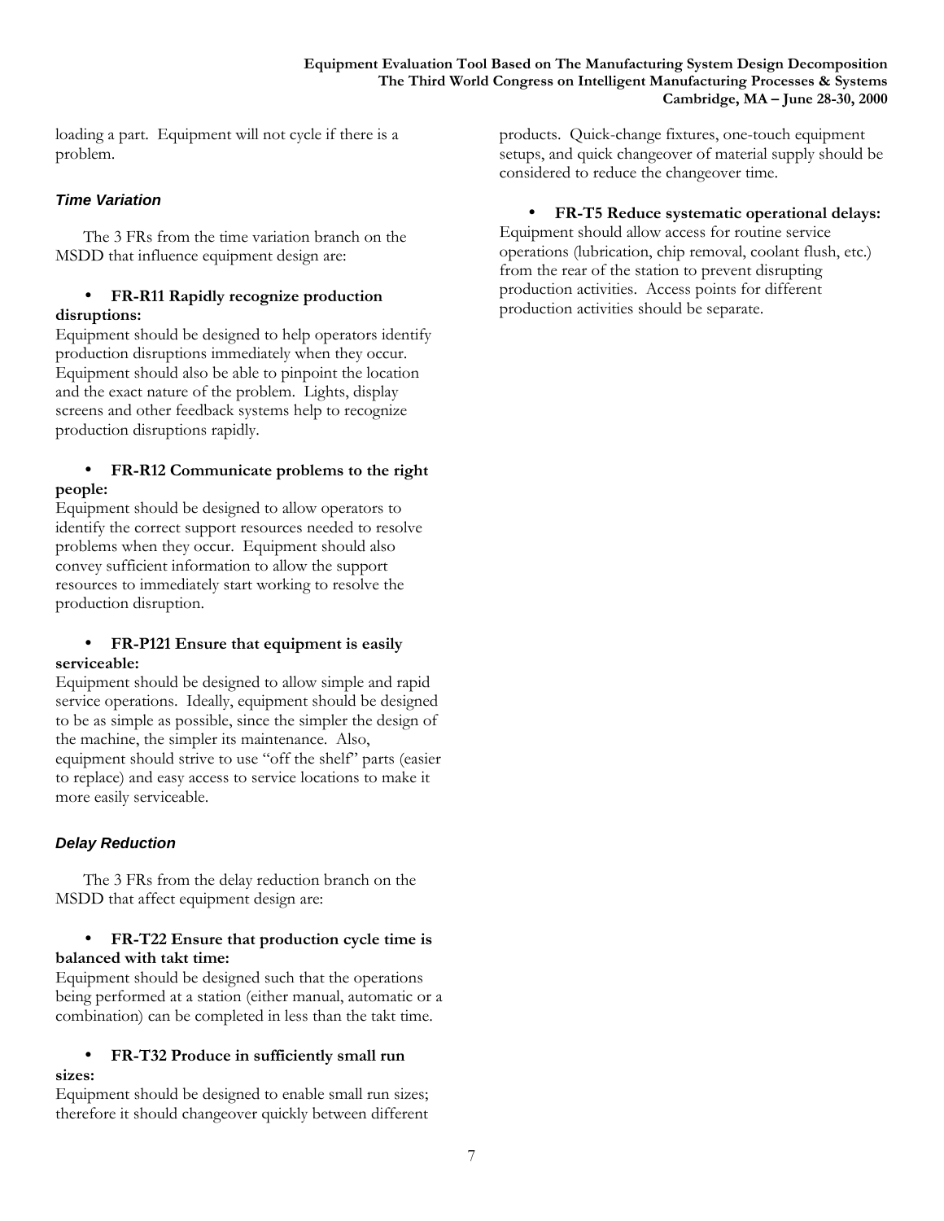loading a part. Equipment will not cycle if there is a problem.

### *Time Variation*

The 3 FRs from the time variation branch on the MSDD that influence equipment design are:

- **FR-R11 Rapidly recognize production disruptions:**

Equipment should be designed to help operators identify production disruptions immediately when they occur. Equipment should also be able to pinpoint the location and the exact nature of the problem. Lights, display screens and other feedback systems help to recognize production disruptions rapidly.

- **FR-R12 Communicate problems to the right people:**

Equipment should be designed to allow operators to identify the correct support resources needed to resolve problems when they occur. Equipment should also convey sufficient information to allow the support resources to immediately start working to resolve the production disruption.

- **FR-P121 Ensure that equipment is easily serviceable:**

Equipment should be designed to allow simple and rapid service operations. Ideally, equipment should be designed to be as simple as possible, since the simpler the design of the machine, the simpler its maintenance. Also, equipment should strive to use "off the shelf" parts (easier to replace) and easy access to service locations to make it more easily serviceable.

### *Delay Reduction*

The 3 FRs from the delay reduction branch on the MSDD that affect equipment design are:

- **FR-T22 Ensure that production cycle time is balanced with takt time:**

Equipment should be designed such that the operations being performed at a station (either manual, automatic or a combination) can be completed in less than the takt time.

- **FR-T32 Produce in sufficiently small run sizes:**

Equipment should be designed to enable small run sizes; therefore it should changeover quickly between different products. Quick-change fixtures, one-touch equipment setups, and quick changeover of material supply should be considered to reduce the changeover time.

- **FR-T5 Reduce systematic operational delays:**

Equipment should allow access for routine service operations (lubrication, chip removal, coolant flush, etc.) from the rear of the station to prevent disrupting production activities. Access points for different production activities should be separate.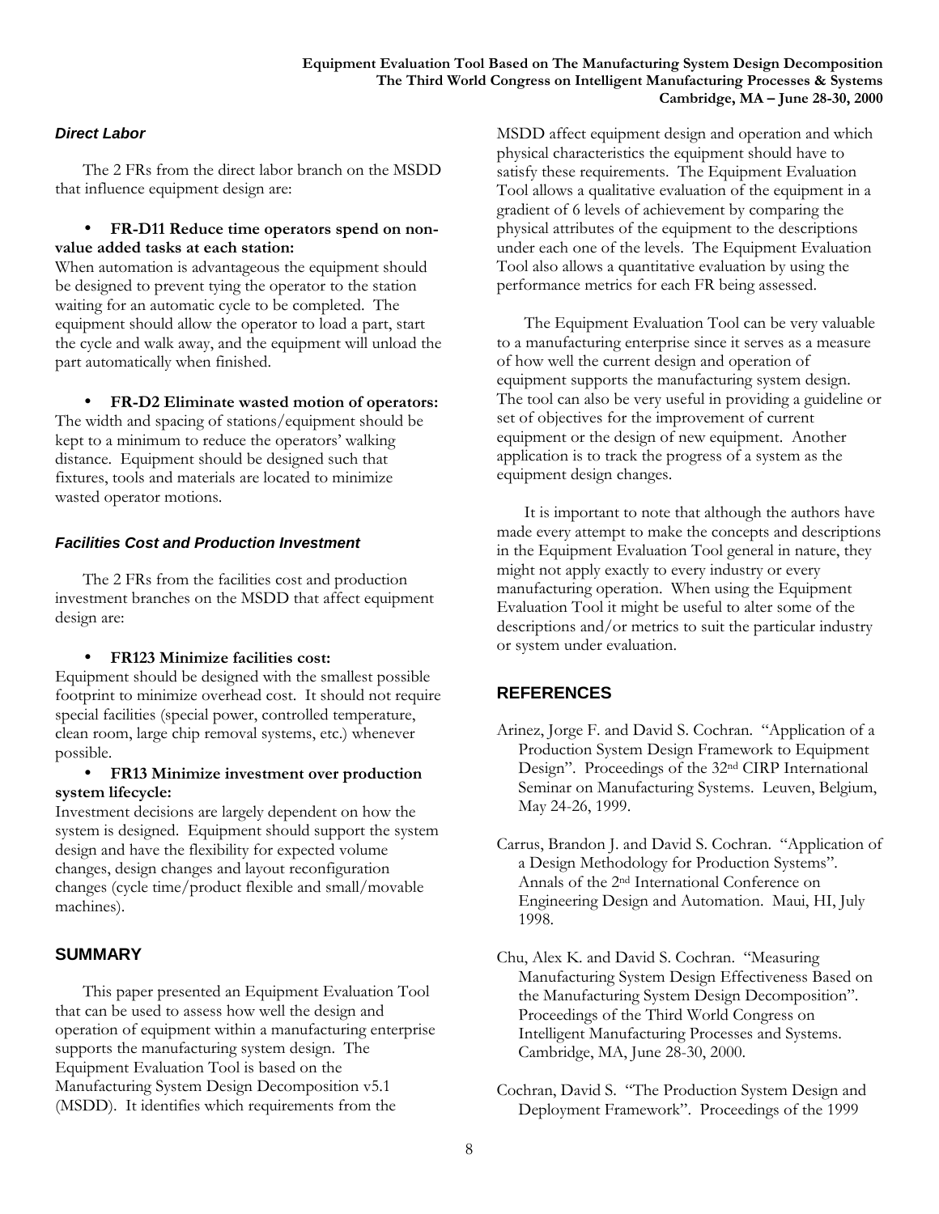#### *Direct Labor*

The 2 FRs from the direct labor branch on the MSDD that influence equipment design are:

- **FR-D11 Reduce time operators spend on non-value added tasks at each station:**

When automation is advantageous the equipment should be designed to prevent tying the operator to the station waiting for an automatic cycle to be completed. The equipment should allow the operator to load a part, start the cycle and walk away, and the equipment will unload the part automatically when finished.

- **FR-D2 Eliminate wasted motion of operators:**

The width and spacing of stations/equipment should be kept to a minimum to reduce the operators' walking distance. Equipment should be designed such that fixtures, tools and materials are located to minimize wasted operator motions.

#### *Facilities Cost and Production Investment*

The 2 FRs from the facilities cost and production investment branches on the MSDD that affect equipment design are:

- **FR123 Minimize facilities cost:**

Equipment should be designed with the smallest possible footprint to minimize overhead cost. It should not require special facilities (special power, controlled temperature, clean room, large chip removal systems, etc.) whenever possible.

- **FR13 Minimize investment over production system lifecycle:**

Investment decisions are largely dependent on how the system is designed. Equipment should support the system design and have the flexibility for expected volume changes, design changes and layout reconfiguration changes (cycle time/product flexible and small/movable machines).

## SUMMARY

This paper presented an Equipment Evaluation Tool that can be used to assess how well the design and operation of equipment within a manufacturing enterprise supports the manufacturing system design. The Equipment Evaluation Tool is based on the Manufacturing System Design Decomposition v5.1 (MSDD). It identifies which requirements from the MSDD affect equipment design and operation and which physical characteristics the equipment should have to satisfy these requirements. The Equipment Evaluation Tool allows a qualitative evaluation of the equipment in a gradient of 6 levels of achievement by comparing the physical attributes of the equipment to the descriptions under each one of the levels. The Equipment Evaluation Tool also allows a quantitative evaluation by using the performance metrics for each FR being assessed.

The Equipment Evaluation Tool can be very valuable to a manufacturing enterprise since it serves as a measure of how well the current design and operation of equipment supports the manufacturing system design. The tool can also be very useful in providing a guideline or set of objectives for the improvement of current equipment or the design of new equipment. Another application is to track the progress of a system as the equipment design changes.

It is important to note that although the authors have made every attempt to make the concepts and descriptions in the Equipment Evaluation Tool general in nature, they might not apply exactly to every industry or every manufacturing operation. When using the Equipment Evaluation Tool it might be useful to alter some of the descriptions and/or metrics to suit the particular industry or system under evaluation.

## REFERENCES

Arinez, Jorge F. and David S. Cochran. "Application of a Production System Design Framework to Equipment Design". Proceedings of the 32nd CIRP International Seminar on Manufacturing Systems. Leuven, Belgium, May 24-26, 1999.

Carrus, Brandon J. and David S. Cochran. "Application of a Design Methodology for Production Systems". Annals of the 2nd International Conference on Engineering Design and Automation. Maui, HI, July 1998.

Chu, Alex K. and David S. Cochran. "Measuring Manufacturing System Design Effectiveness Based on the Manufacturing System Design Decomposition". Proceedings of the Third World Congress on Intelligent Manufacturing Processes and Systems. Cambridge, MA, June 28-30, 2000.

Cochran, David S. "The Production System Design and Deployment Framework". Proceedings of the 1999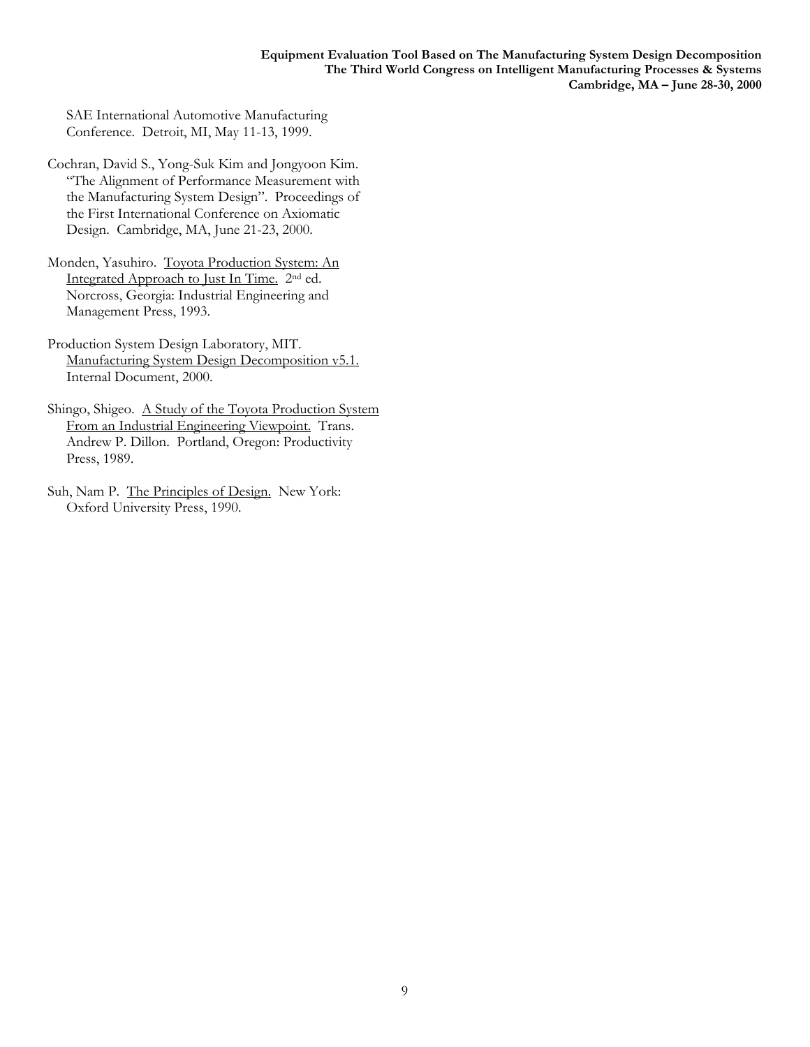SAE International Automotive Manufacturing Conference. Detroit, MI, May 11-13, 1999.

Cochran, David S., Yong-Suk Kim and Jongyoon Kim. "The Alignment of Performance Measurement with the Manufacturing System Design". Proceedings of the First International Conference on Axiomatic Design. Cambridge, MA, June 21-23, 2000.

Monden, Yasuhiro. Toyota Production System: An Integrated Approach to Just In Time. 2nd ed. Norcross, Georgia: Industrial Engineering and Management Press, 1993.

Production System Design Laboratory, MIT. Manufacturing System Design Decomposition v5.1. Internal Document, 2000.

Shingo, Shigeo. A Study of the Toyota Production System From an Industrial Engineering Viewpoint. Trans. Andrew P. Dillon. Portland, Oregon: Productivity Press, 1989.

Suh, Nam P. The Principles of Design. New York: Oxford University Press, 1990.